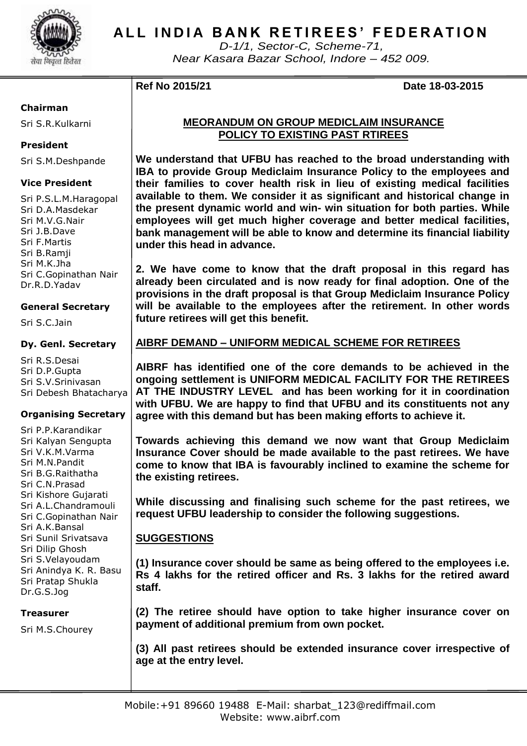# ALL INDIA BANK RETIREES' FEDERATION

*D-1/1, Sector-C, Scheme-71,*
*Near Kasara Bazar School, Indore – 452 009.*

**Chairman**
Sri S.R.Kulkarni

**President**
Sri S.M.Deshpande

**Vice President**
Sri P.S.L.M.Haragopal
Sri D.A.Masdekar
Sri M.V.G.Nair
Sri J.B.Dave
Sri F.Martis
Sri B.Ramji
Sri M.K.Jha
Sri C.Gopinathan Nair
Dr.R.D.Yadav

**General Secretary**
Sri S.C.Jain

**Dy. Genl. Secretary**
Sri R.S.Desai
Sri D.P.Gupta
Sri S.V.Srinivasan
Sri Debesh Bhatacharya

**Organising Secretary**
Sri P.P.Karandikar
Sri Kalyan Sengupta
Sri V.K.M.Varma
Sri M.N.Pandit
Sri B.G.Raithatha
Sri C.N.Prasad
Sri Kishore Gujarati
Sri A.L.Chandramouli
Sri C.Gopinathan Nair
Sri A.K.Bansal
Sri Sunil Srivatsava
Sri Dilip Ghosh
Sri S.Velayoudam
Sri Anindya K. R. Basu
Sri Pratap Shukla
Dr.G.S.Jog

**Treasurer**
Sri M.S.Chourey

---

**Ref No 2015/21** **Date 18-03-2015**

## MEORANDUM ON GROUP MEDICLAIM INSURANCE POLICY TO EXISTING PAST RTIREES

**We understand that UFBU has reached to the broad understanding with IBA to provide Group Mediclaim Insurance Policy to the employees and their families to cover health risk in lieu of existing medical facilities available to them. We consider it as significant and historical change in the present dynamic world and win- win situation for both parties. While employees will get much higher coverage and better medical facilities, bank management will be able to know and determine its financial liability under this head in advance.**

**2. We have come to know that the draft proposal in this regard has already been circulated and is now ready for final adoption. One of the provisions in the draft proposal is that Group Mediclaim Insurance Policy will be available to the employees after the retirement. In other words future retirees will get this benefit.**

## AIBRF DEMAND – UNIFORM MEDICAL SCHEME FOR RETIREES

**AIBRF has identified one of the core demands to be achieved in the ongoing settlement is UNIFORM MEDICAL FACILITY FOR THE RETIREES AT THE INDUSTRY LEVEL and has been working for it in coordination with UFBU. We are happy to find that UFBU and its constituents not any agree with this demand but has been making efforts to achieve it.**

**Towards achieving this demand we now want that Group Mediclaim Insurance Cover should be made available to the past retirees. We have come to know that IBA is favourably inclined to examine the scheme for the existing retirees.**

**While discussing and finalising such scheme for the past retirees, we request UFBU leadership to consider the following suggestions.**

## SUGGESTIONS

**(1) Insurance cover should be same as being offered to the employees i.e. Rs 4 lakhs for the retired officer and Rs. 3 lakhs for the retired award staff.**

**(2) The retiree should have option to take higher insurance cover on payment of additional premium from own pocket.**

**(3) All past retirees should be extended insurance cover irrespective of age at the entry level.**

Mobile:+91 89660 19488 E-Mail: sharbat_123@rediffmail.com
Website: www.aibrf.com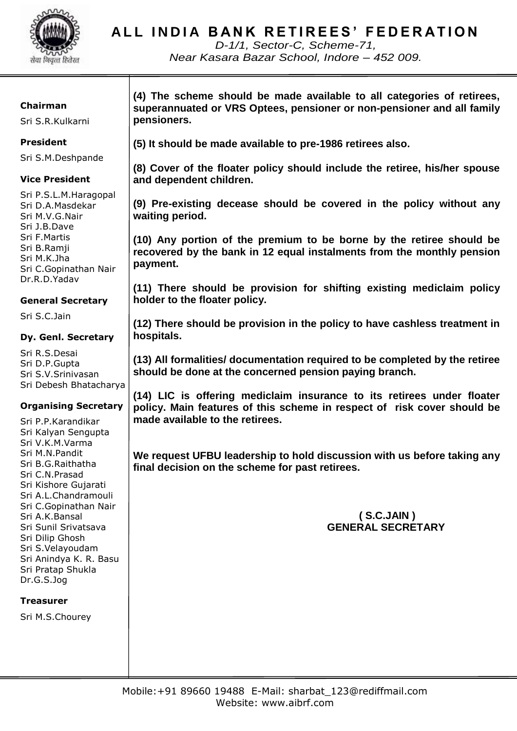# ALL INDIA BANK RETIREES' FEDERATION

*D-1/1, Sector-C, Scheme-71,*
*Near Kasara Bazar School, Indore – 452 009.*

**Chairman**
Sri S.R.Kulkarni

**President**
Sri S.M.Deshpande

**Vice President**
Sri P.S.L.M.Haragopal
Sri D.A.Masdekar
Sri M.V.G.Nair
Sri J.B.Dave
Sri F.Martis
Sri B.Ramji
Sri M.K.Jha
Sri C.Gopinathan Nair
Dr.R.D.Yadav

**General Secretary**
Sri S.C.Jain

**Dy. Genl. Secretary**
Sri R.S.Desai
Sri D.P.Gupta
Sri S.V.Srinivasan
Sri Debesh Bhatacharya

**Organising Secretary**
Sri P.P.Karandikar
Sri Kalyan Sengupta
Sri V.K.M.Varma
Sri M.N.Pandit
Sri B.G.Raithatha
Sri C.N.Prasad
Sri Kishore Gujarati
Sri A.L.Chandramouli
Sri C.Gopinathan Nair
Sri A.K.Bansal
Sri Sunil Srivatsava
Sri Dilip Ghosh
Sri S.Velayoudam
Sri Anindya K. R. Basu
Sri Pratap Shukla
Dr.G.S.Jog

**Treasurer**
Sri M.S.Chourey

**(4) The scheme should be made available to all categories of retirees, superannuated or VRS Optees, pensioner or non-pensioner and all family pensioners.**

**(5) It should be made available to pre-1986 retirees also.**

**(8) Cover of the floater policy should include the retiree, his/her spouse and dependent children.**

**(9) Pre-existing decease should be covered in the policy without any waiting period.**

**(10) Any portion of the premium to be borne by the retiree should be recovered by the bank in 12 equal instalments from the monthly pension payment.**

**(11) There should be provision for shifting existing mediclaim policy holder to the floater policy.**

**(12) There should be provision in the policy to have cashless treatment in hospitals.**

**(13) All formalities/ documentation required to be completed by the retiree should be done at the concerned pension paying branch.**

**(14) LIC is offering mediclaim insurance to its retirees under floater policy. Main features of this scheme in respect of risk cover should be made available to the retirees.**

**We request UFBU leadership to hold discussion with us before taking any final decision on the scheme for past retirees.**

**( S.C.JAIN )**
**GENERAL SECRETARY**

Mobile:+91 89660 19488 E-Mail: sharbat_123@rediffmail.com
Website: www.aibrf.com